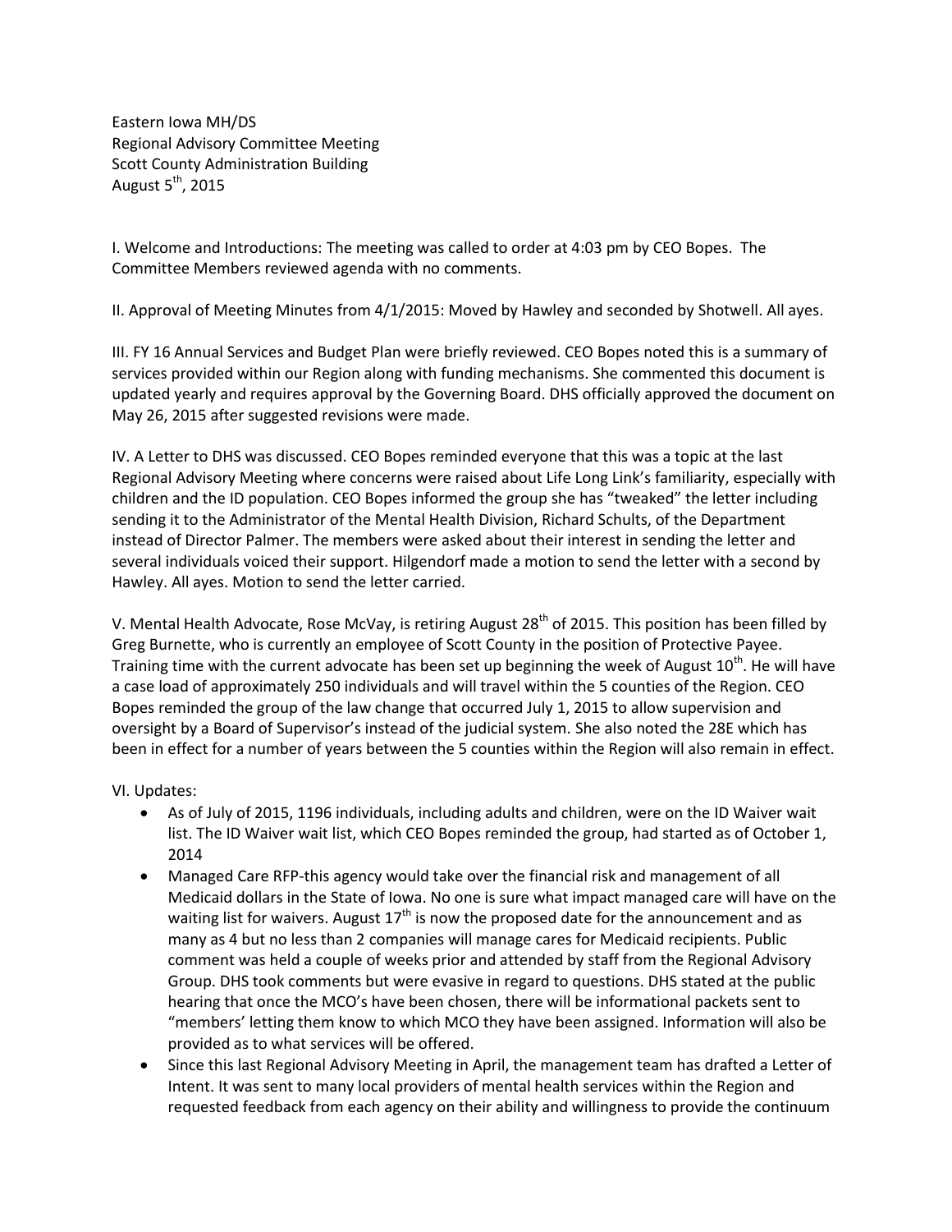Eastern Iowa MH/DS
Regional Advisory Committee Meeting
Scott County Administration Building
August 5th, 2015

I. Welcome and Introductions: The meeting was called to order at 4:03 pm by CEO Bopes. The Committee Members reviewed agenda with no comments.

II. Approval of Meeting Minutes from 4/1/2015: Moved by Hawley and seconded by Shotwell. All ayes.

III. FY 16 Annual Services and Budget Plan were briefly reviewed. CEO Bopes noted this is a summary of services provided within our Region along with funding mechanisms. She commented this document is updated yearly and requires approval by the Governing Board. DHS officially approved the document on May 26, 2015 after suggested revisions were made.

IV. A Letter to DHS was discussed. CEO Bopes reminded everyone that this was a topic at the last Regional Advisory Meeting where concerns were raised about Life Long Link's familiarity, especially with children and the ID population. CEO Bopes informed the group she has "tweaked" the letter including sending it to the Administrator of the Mental Health Division, Richard Schults, of the Department instead of Director Palmer. The members were asked about their interest in sending the letter and several individuals voiced their support. Hilgendorf made a motion to send the letter with a second by Hawley. All ayes. Motion to send the letter carried.

V. Mental Health Advocate, Rose McVay, is retiring August 28th of 2015. This position has been filled by Greg Burnette, who is currently an employee of Scott County in the position of Protective Payee. Training time with the current advocate has been set up beginning the week of August 10th. He will have a case load of approximately 250 individuals and will travel within the 5 counties of the Region. CEO Bopes reminded the group of the law change that occurred July 1, 2015 to allow supervision and oversight by a Board of Supervisor's instead of the judicial system. She also noted the 28E which has been in effect for a number of years between the 5 counties within the Region will also remain in effect.

VI. Updates:

- As of July of 2015, 1196 individuals, including adults and children, were on the ID Waiver wait list. The ID Waiver wait list, which CEO Bopes reminded the group, had started as of October 1, 2014
- Managed Care RFP-this agency would take over the financial risk and management of all Medicaid dollars in the State of Iowa. No one is sure what impact managed care will have on the waiting list for waivers. August 17th is now the proposed date for the announcement and as many as 4 but no less than 2 companies will manage cares for Medicaid recipients. Public comment was held a couple of weeks prior and attended by staff from the Regional Advisory Group. DHS took comments but were evasive in regard to questions. DHS stated at the public hearing that once the MCO's have been chosen, there will be informational packets sent to "members' letting them know to which MCO they have been assigned. Information will also be provided as to what services will be offered.
- Since this last Regional Advisory Meeting in April, the management team has drafted a Letter of Intent. It was sent to many local providers of mental health services within the Region and requested feedback from each agency on their ability and willingness to provide the continuum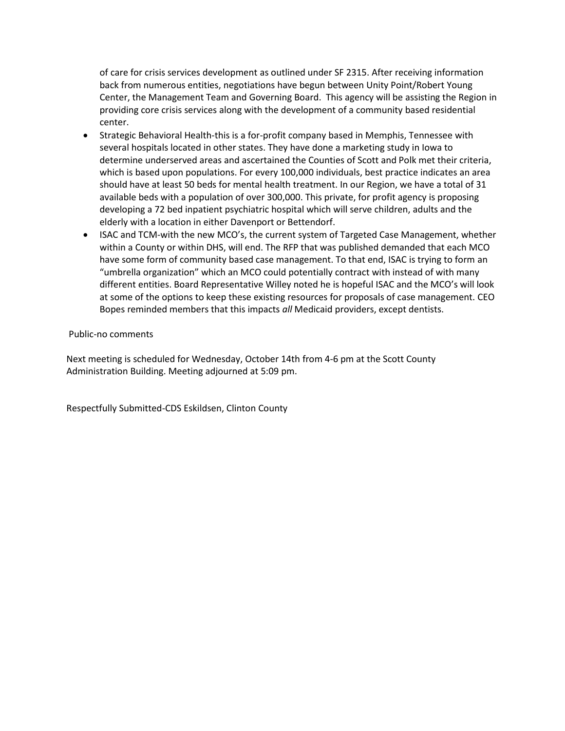of care for crisis services development as outlined under SF 2315. After receiving information back from numerous entities, negotiations have begun between Unity Point/Robert Young Center, the Management Team and Governing Board. This agency will be assisting the Region in providing core crisis services along with the development of a community based residential center.

- Strategic Behavioral Health-this is a for-profit company based in Memphis, Tennessee with several hospitals located in other states. They have done a marketing study in Iowa to determine underserved areas and ascertained the Counties of Scott and Polk met their criteria, which is based upon populations. For every 100,000 individuals, best practice indicates an area should have at least 50 beds for mental health treatment. In our Region, we have a total of 31 available beds with a population of over 300,000. This private, for profit agency is proposing developing a 72 bed inpatient psychiatric hospital which will serve children, adults and the elderly with a location in either Davenport or Bettendorf.
- ISAC and TCM-with the new MCO's, the current system of Targeted Case Management, whether within a County or within DHS, will end. The RFP that was published demanded that each MCO have some form of community based case management. To that end, ISAC is trying to form an "umbrella organization" which an MCO could potentially contract with instead of with many different entities. Board Representative Willey noted he is hopeful ISAC and the MCO's will look at some of the options to keep these existing resources for proposals of case management. CEO Bopes reminded members that this impacts *all* Medicaid providers, except dentists.

Public-no comments

Next meeting is scheduled for Wednesday, October 14th from 4-6 pm at the Scott County Administration Building. Meeting adjourned at 5:09 pm.

Respectfully Submitted-CDS Eskildsen, Clinton County